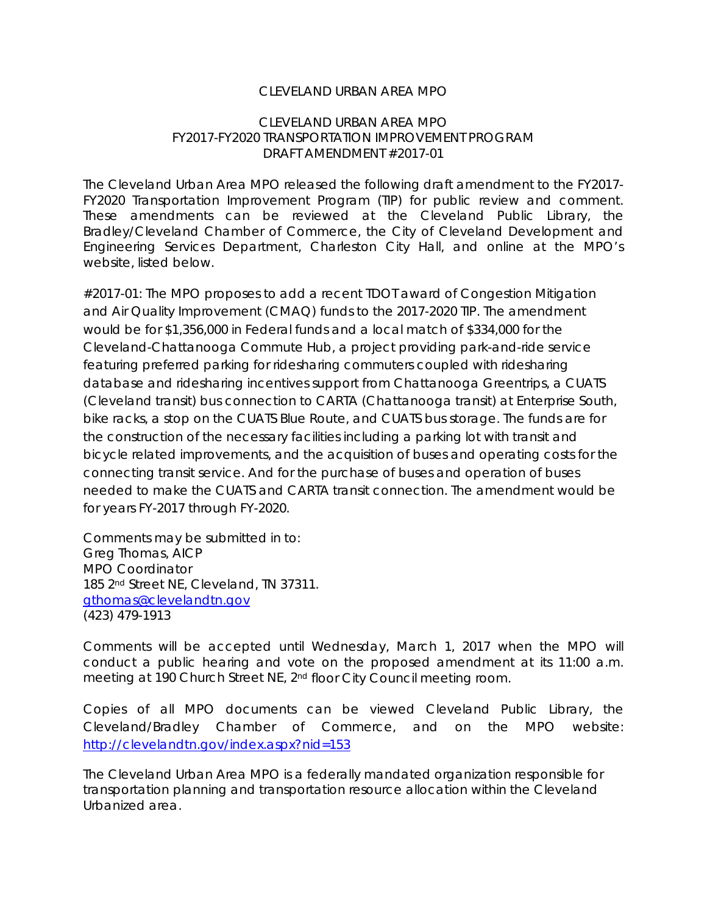# CLEVELAND URBAN AREA MPO

## CLEVELAND URBAN AREA MPO
## FY2017-FY2020 TRANSPORTATION IMPROVEMENT PROGRAM
## DRAFT AMENDMENT #2017-01

The Cleveland Urban Area MPO released the following draft amendment to the FY2017-FY2020 Transportation Improvement Program (TIP) for public review and comment. These amendments can be reviewed at the Cleveland Public Library, the Bradley/Cleveland Chamber of Commerce, the City of Cleveland Development and Engineering Services Department, Charleston City Hall, and online at the MPO's website, listed below.

#2017-01: The MPO proposes to add a recent TDOT award of Congestion Mitigation and Air Quality Improvement (CMAQ) funds to the 2017-2020 TIP. The amendment would be for $1,356,000 in Federal funds and a local match of $334,000 for the Cleveland-Chattanooga Commute Hub, a project providing park-and-ride service featuring preferred parking for ridesharing commuters coupled with ridesharing database and ridesharing incentives support from Chattanooga Greentrips, a CUATS (Cleveland transit) bus connection to CARTA (Chattanooga transit) at Enterprise South, bike racks, a stop on the CUATS Blue Route, and CUATS bus storage. The funds are for the construction of the necessary facilities including a parking lot with transit and bicycle related improvements, and the acquisition of buses and operating costs for the connecting transit service. And for the purchase of buses and operation of buses needed to make the CUATS and CARTA transit connection. The amendment would be for years FY-2017 through FY-2020.

Comments may be submitted in to:
Greg Thomas, AICP
MPO Coordinator
185 2nd Street NE, Cleveland, TN 37311.
gthomas@clevelandtn.gov
(423) 479-1913

Comments will be accepted until Wednesday, March 1, 2017 when the MPO will conduct a public hearing and vote on the proposed amendment at its 11:00 a.m. meeting at 190 Church Street NE, 2nd floor City Council meeting room.

Copies of all MPO documents can be viewed Cleveland Public Library, the Cleveland/Bradley Chamber of Commerce, and on the MPO website: http://clevelandtn.gov/index.aspx?nid=153

The Cleveland Urban Area MPO is a federally mandated organization responsible for transportation planning and transportation resource allocation within the Cleveland Urbanized area.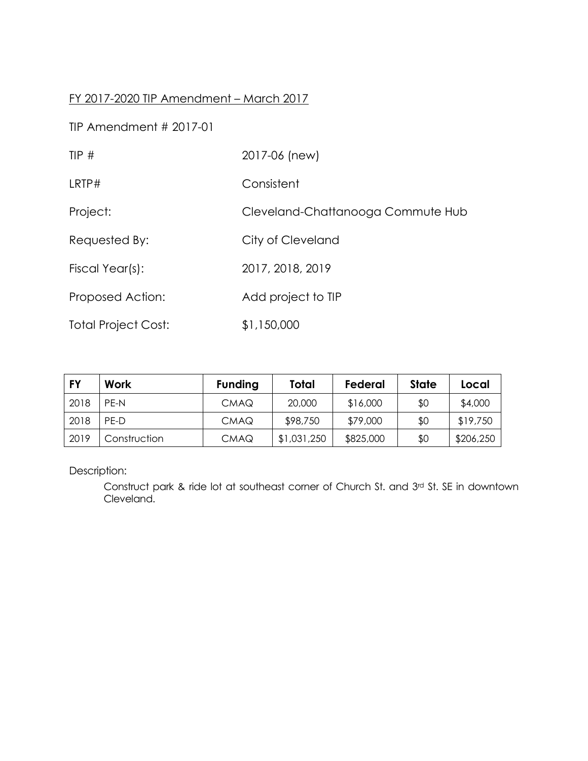FY 2017-2020 TIP Amendment – March 2017

TIP Amendment # 2017-01

TIP # 2017-06 (new)

LRTP# Consistent

Project: Cleveland-Chattanooga Commute Hub

Requested By: City of Cleveland

Fiscal Year(s): 2017, 2018, 2019

Proposed Action: Add project to TIP

Total Project Cost: $1,150,000

| FY | Work | Funding | Total | Federal | State | Local |
|---|---|---|---|---|---|---|
| 2018 | PE-N | CMAQ | 20,000 | $16,000 | $0 | $4,000 |
| 2018 | PE-D | CMAQ | $98,750 | $79,000 | $0 | $19,750 |
| 2019 | Construction | CMAQ | $1,031,250 | $825,000 | $0 | $206,250 |

Description:

Construct park & ride lot at southeast corner of Church St. and 3rd St. SE in downtown Cleveland.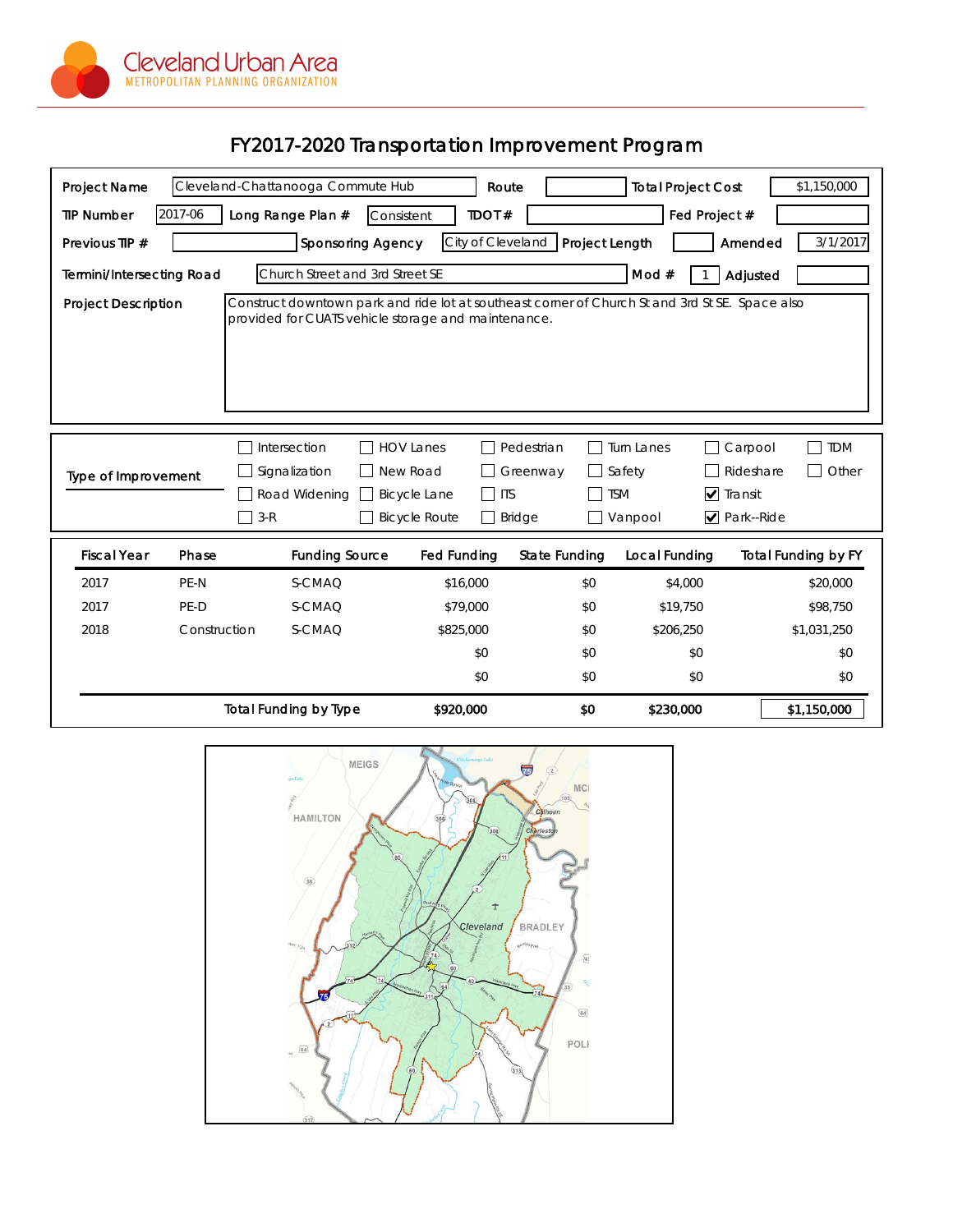Cleveland Urban Area
METROPOLITAN PLANNING ORGANIZATION

# FY2017-2020 Transportation Improvement Program

| | | | | | |
|---|---|---|---|---|---|
| **Project Name** | Cleveland-Chattanooga Commute Hub | **Route** | | **Total Project Cost** | $1,150,000 |
| **TIP Number** | 2017-06 | **Long Range Plan #** | Consistent | **TDOT #** | |
| **Fed Project #** | | | | | |
| **Previous TIP #** | | **Sponsoring Agency** | City of Cleveland | **Project Length** | |
| **Amended** | 3/1/2017 | | | | |
| **Termini/Intersecting Road** | Church Street and 3rd Street SE | **Mod #** | 1 | **Adjusted** | |

**Project Description:** Construct downtown park and ride lot at southeast corner of Church St and 3rd St SE. Space also provided for CUATS vehicle storage and maintenance.

**Type of Improvement**

- [ ] Intersection
- [ ] Signalization
- [ ] Road Widening
- [ ] 3-R
- [ ] HOV Lanes
- [ ] New Road
- [ ] Bicycle Lane
- [ ] Bicycle Route
- [ ] Pedestrian
- [ ] Greenway
- [ ] ITS
- [ ] Bridge
- [ ] Turn Lanes
- [ ] Safety
- [ ] TSM
- [ ] Vanpool
- [ ] Carpool
- [ ] Rideshare
- [x] Transit
- [x] Park--Ride
- [ ] TDM
- [ ] Other

| Fiscal Year | Phase | Funding Source | Fed Funding | State Funding | Local Funding | Total Funding by FY |
|---|---|---|---|---|---|---|
| 2017 | PE-N | S-CMAQ | $16,000 | $0 | $4,000 | $20,000 |
| 2017 | PE-D | S-CMAQ | $79,000 | $0 | $19,750 | $98,750 |
| 2018 | Construction | S-CMAQ | $825,000 | $0 | $206,250 | $1,031,250 |
| | | | $0 | $0 | $0 | $0 |
| | | | $0 | $0 | $0 | $0 |
| | | **Total Funding by Type** | **$920,000** | **$0** | **$230,000** | **$1,150,000** |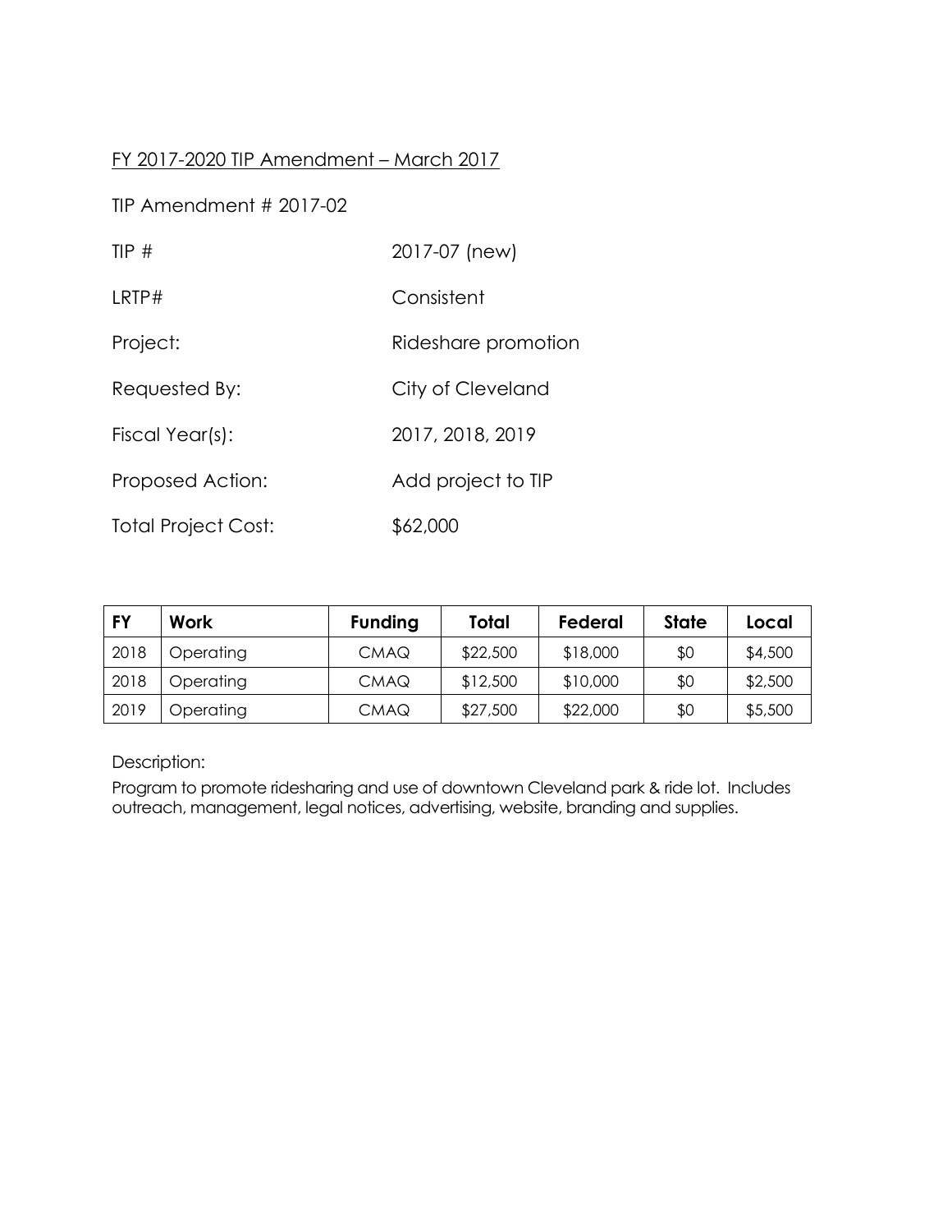FY 2017-2020 TIP Amendment – March 2017

TIP Amendment # 2017-02

TIP # 2017-07 (new)

LRTP# Consistent

Project: Rideshare promotion

Requested By: City of Cleveland

Fiscal Year(s): 2017, 2018, 2019

Proposed Action: Add project to TIP

Total Project Cost: $62,000

| FY | Work | Funding | Total | Federal | State | Local |
|---|---|---|---|---|---|---|
| 2018 | Operating | CMAQ | $22,500 | $18,000 | $0 | $4,500 |
| 2018 | Operating | CMAQ | $12,500 | $10,000 | $0 | $2,500 |
| 2019 | Operating | CMAQ | $27,500 | $22,000 | $0 | $5,500 |

Description:

Program to promote ridesharing and use of downtown Cleveland park & ride lot. Includes outreach, management, legal notices, advertising, website, branding and supplies.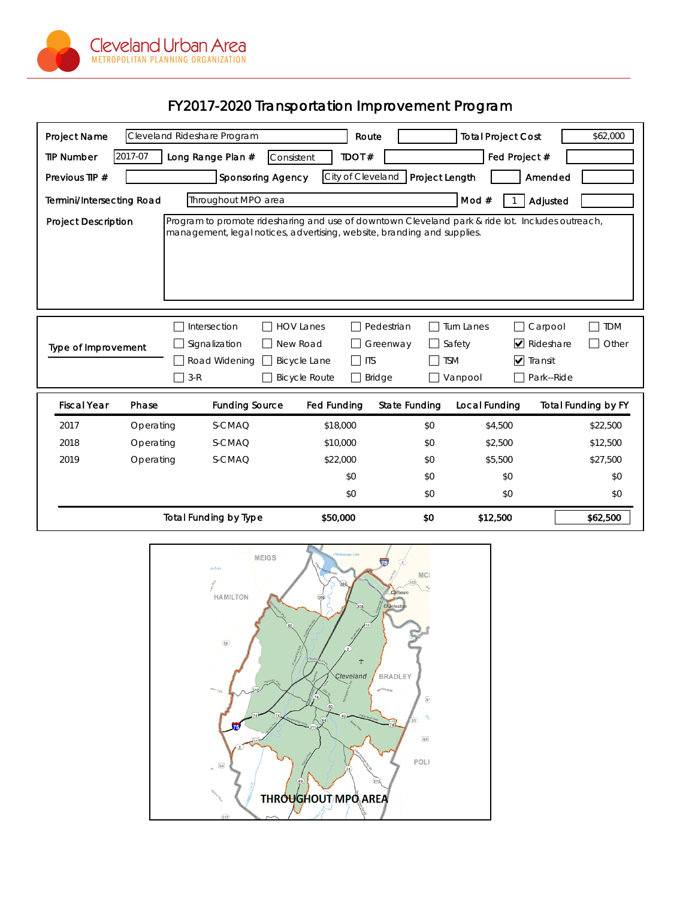Cleveland Urban Area
METROPOLITAN PLANNING ORGANIZATION

# FY2017-2020 Transportation Improvement Program

| | | | | | |
|---|---|---|---|---|---|
| Project Name | Cleveland Rideshare Program | Route | | Total Project Cost | $62,000 |
| TIP Number | 2017-07 | Long Range Plan # | Consistent | TDOT # | |
| Fed Project # | | | | | |
| Previous TIP # | | Sponsoring Agency | City of Cleveland | Project Length | |
| Amended | | | | | |
| Termini/Intersecting Road | Throughout MPO area | Mod # | 1 | Adjusted | |

**Project Description**

Program to promote ridesharing and use of downtown Cleveland park & ride lot. Includes outreach, management, legal notices, advertising, website, branding and supplies.

**Type of Improvement**

- [ ] Intersection
- [ ] Signalization
- [ ] Road Widening
- [ ] 3-R
- [ ] HOV Lanes
- [ ] New Road
- [ ] Bicycle Lane
- [ ] Bicycle Route
- [ ] Pedestrian
- [ ] Greenway
- [ ] ITS
- [ ] Bridge
- [ ] Turn Lanes
- [ ] Safety
- [ ] TSM
- [ ] Vanpool
- [ ] Carpool
- [x] Rideshare
- [x] Transit
- [ ] Park--Ride
- [ ] TDM
- [ ] Other

| Fiscal Year | Phase | Funding Source | Fed Funding | State Funding | Local Funding | Total Funding by FY |
|---|---|---|---|---|---|---|
| 2017 | Operating | S-CMAQ | $18,000 | $0 | $4,500 | $22,500 |
| 2018 | Operating | S-CMAQ | $10,000 | $0 | $2,500 | $12,500 |
| 2019 | Operating | S-CMAQ | $22,000 | $0 | $5,500 | $27,500 |
| | | | $0 | $0 | $0 | $0 |
| | | | $0 | $0 | $0 | $0 |
| | | Total Funding by Type | $50,000 | $0 | $12,500 | $62,500 |

THROUGHOUT MPO AREA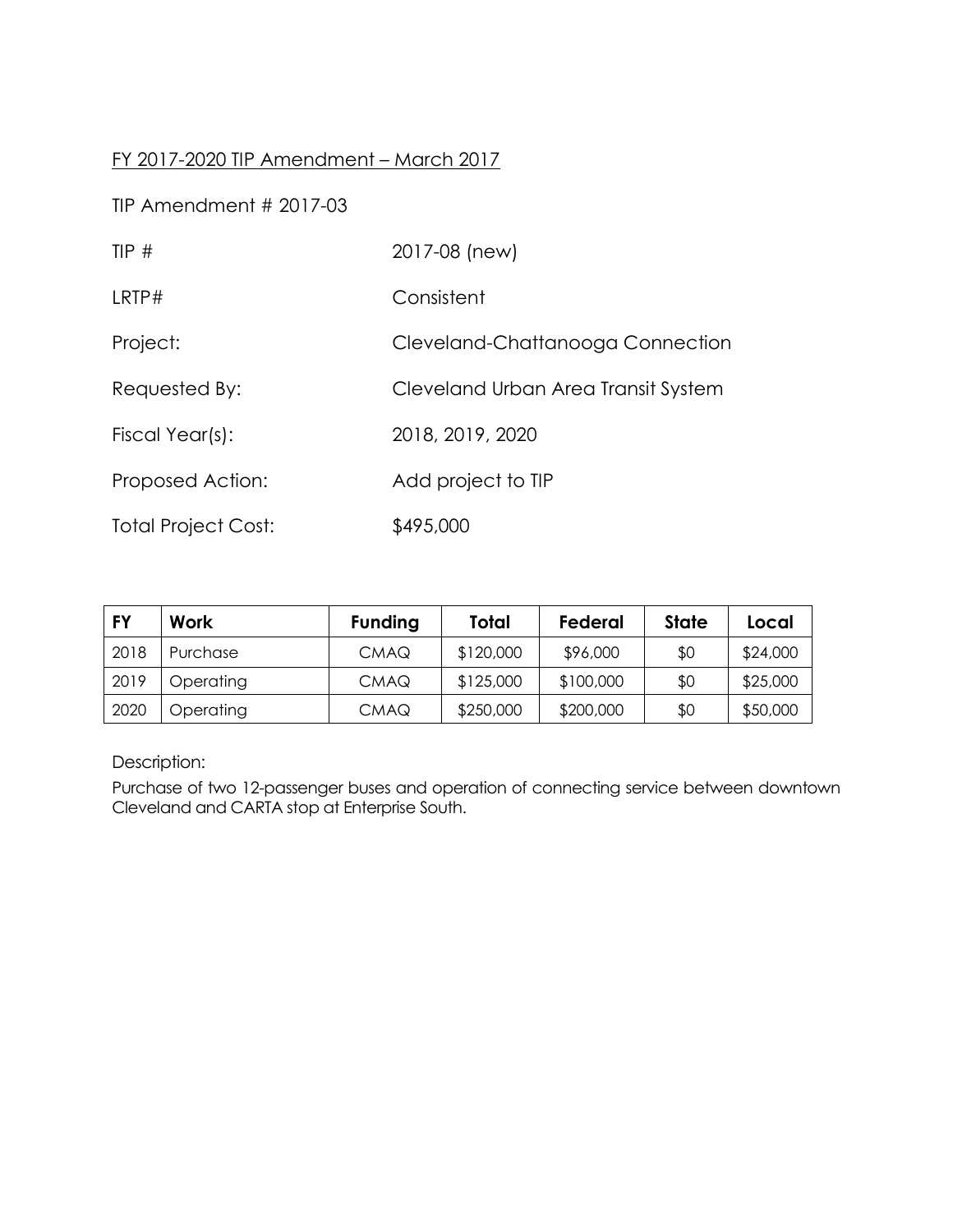FY 2017-2020 TIP Amendment – March 2017

TIP Amendment # 2017-03

TIP # 2017-08 (new)

LRTP# Consistent

Project: Cleveland-Chattanooga Connection

Requested By: Cleveland Urban Area Transit System

Fiscal Year(s): 2018, 2019, 2020

Proposed Action: Add project to TIP

Total Project Cost: $495,000

| FY | Work | Funding | Total | Federal | State | Local |
|---|---|---|---|---|---|---|
| 2018 | Purchase | CMAQ | $120,000 | $96,000 | $0 | $24,000 |
| 2019 | Operating | CMAQ | $125,000 | $100,000 | $0 | $25,000 |
| 2020 | Operating | CMAQ | $250,000 | $200,000 | $0 | $50,000 |

Description:

Purchase of two 12-passenger buses and operation of connecting service between downtown Cleveland and CARTA stop at Enterprise South.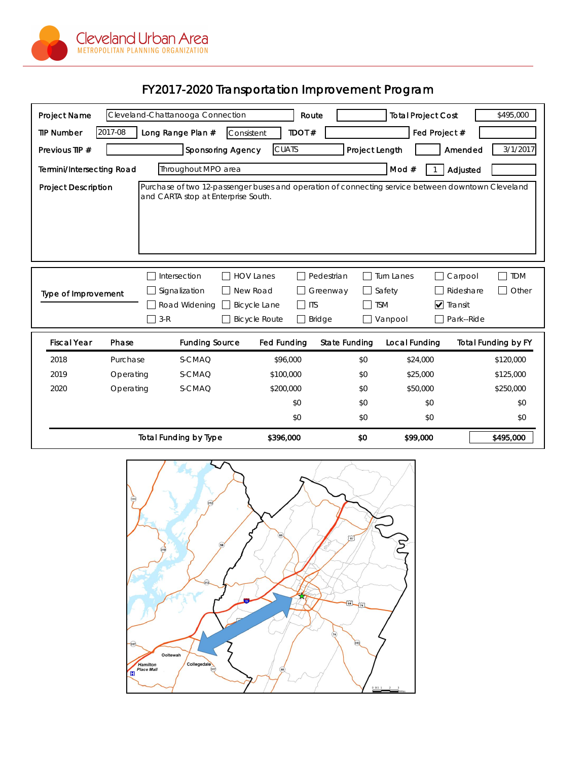Cleveland Urban Area
METROPOLITAN PLANNING ORGANIZATION

# FY2017-2020 Transportation Improvement Program

| | | | | | |
|---|---|---|---|---|---|
| Project Name | Cleveland-Chattanooga Connection | Route | | Total Project Cost | $495,000 |
| TIP Number | 2017-08 | Long Range Plan # | Consistent | TDOT # | |
| Fed Project # | | | | | |
| Previous TIP # | | Sponsoring Agency | CUATS | Project Length | |
| Amended | 3/1/2017 | | | | |
| Termini/Intersecting Road | Throughout MPO area | Mod # | 1 | Adjusted | |

**Project Description:** Purchase of two 12-passenger buses and operation of connecting service between downtown Cleveland and CARTA stop at Enterprise South.

**Type of Improvement:**

- [ ] Intersection
- [ ] HOV Lanes
- [ ] Pedestrian
- [ ] Turn Lanes
- [ ] Carpool
- [ ] TDM
- [ ] Signalization
- [ ] New Road
- [ ] Greenway
- [ ] Safety
- [ ] Rideshare
- [ ] Other
- [ ] Road Widening
- [ ] Bicycle Lane
- [ ] ITS
- [ ] TSM
- [x] Transit
- [ ] 3-R
- [ ] Bicycle Route
- [ ] Bridge
- [ ] Vanpool
- [ ] Park--Ride

| Fiscal Year | Phase | Funding Source | Fed Funding | State Funding | Local Funding | Total Funding by FY |
|---|---|---|---|---|---|---|
| 2018 | Purchase | S-CMAQ | $96,000 | $0 | $24,000 | $120,000 |
| 2019 | Operating | S-CMAQ | $100,000 | $0 | $25,000 | $125,000 |
| 2020 | Operating | S-CMAQ | $200,000 | $0 | $50,000 | $250,000 |
| | | | $0 | $0 | $0 | $0 |
| | | | $0 | $0 | $0 | $0 |
| | | **Total Funding by Type** | **$396,000** | **$0** | **$99,000** | **$495,000** |

Ooltewah
Collegedale
Hamilton Place Mall